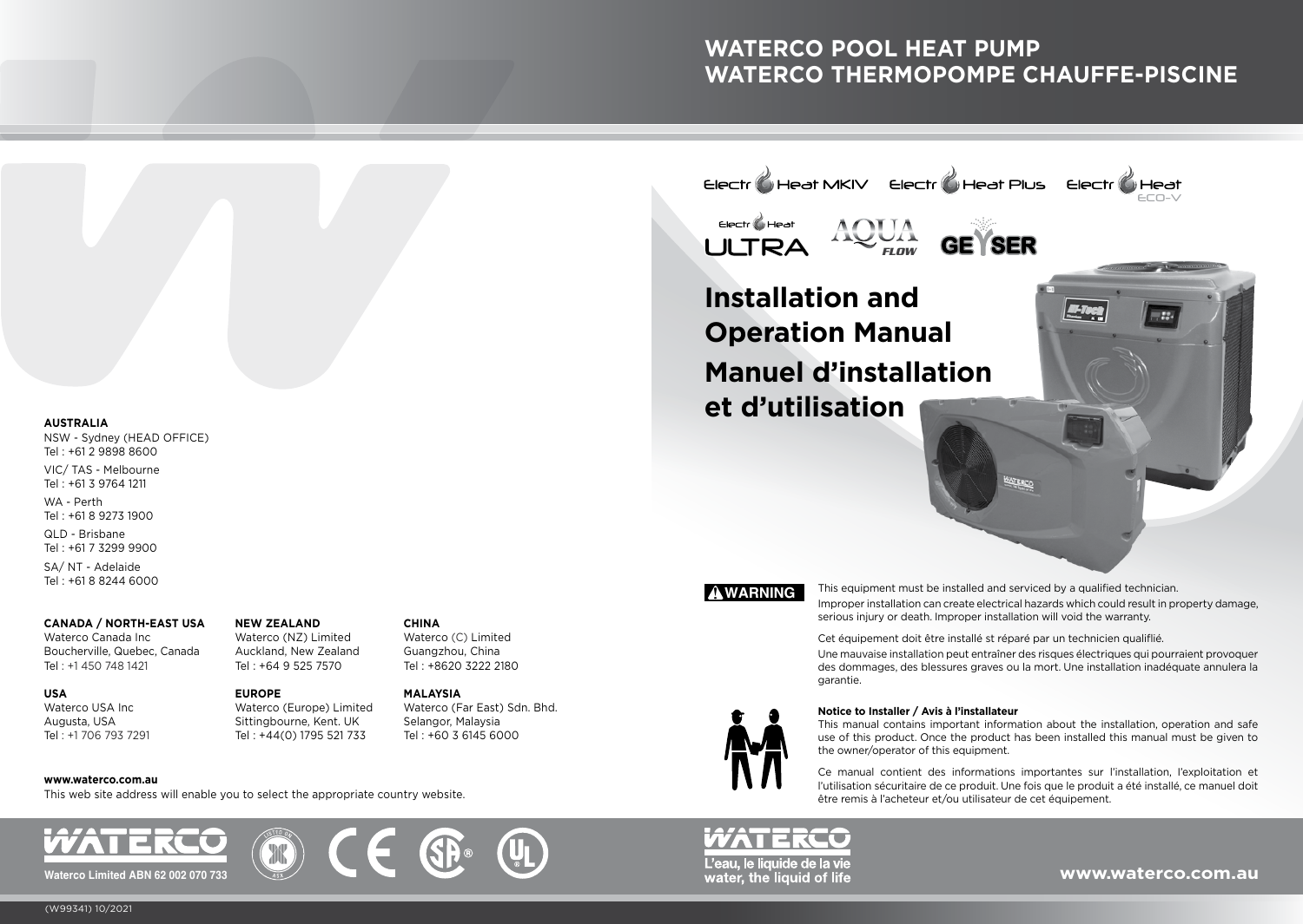# WATERCO POOL HEAT PUMP
# WATERCO THERMOPOMPE CHAUFFE-PISCINE

Electro Heat MKIV　Electro Heat Plus　Electro Heat ECO-V

Electro Heat ULTRA　AQUA FLOW　GEYSER

## Installation and Operation Manual
## Manuel d'installation et d'utilisation

**AUSTRALIA**
NSW - Sydney (HEAD OFFICE)
Tel : +61 2 9898 8600

VIC/ TAS - Melbourne
Tel : +61 3 9764 1211

WA - Perth
Tel : +61 8 9273 1900

QLD - Brisbane
Tel : +61 7 3299 9900

SA/ NT - Adelaide
Tel : +61 8 8244 6000

**CANADA / NORTH-EAST USA**
Waterco Canada Inc
Boucherville, Quebec, Canada
Tel : +1 450 748 1421

**USA**
Waterco USA Inc
Augusta, USA
Tel : +1 706 793 7291

**NEW ZEALAND**
Waterco (NZ) Limited
Auckland, New Zealand
Tel : +64 9 525 7570

**EUROPE**
Waterco (Europe) Limited
Sittingbourne, Kent. UK
Tel : +44(0) 1795 521 733

**CHINA**
Waterco (C) Limited
Guangzhou, China
Tel : +8620 3222 2180

**MALAYSIA**
Waterco (Far East) Sdn. Bhd.
Selangor, Malaysia
Tel : +60 3 6145 6000

**www.waterco.com.au**
This web site address will enable you to select the appropriate country website.

**⚠WARNING**

This equipment must be installed and serviced by a qualified technician.
Improper installation can create electrical hazards which could result in property damage, serious injury or death. Improper installation will void the warranty.

Cet équipement doit être installé st réparé par un technicien qualiflié.
Une mauvaise installation peut entraîner des risques électriques qui pourraient provoquer des dommages, des blessures graves ou la mort. Une installation inadéquate annulera la garantie.

**Notice to Installer / Avis à l'installateur**
This manual contains important information about the installation, operation and safe use of this product. Once the product has been installed this manual must be given to the owner/operator of this equipment.

Ce manual contient des informations importantes sur l'installation, l'exploitation et l'utilisation sécuritaire de ce produit. Une fois que le produit a été installé, ce manuel doit être remis à l'acheteur et/ou utilisateur de cet équipement.

WATERCO
Waterco Limited ABN 62 002 070 733

WATERCO
L'eau, le liquide de la vie
water, the liquid of life

www.waterco.com.au

(W99341) 10/2021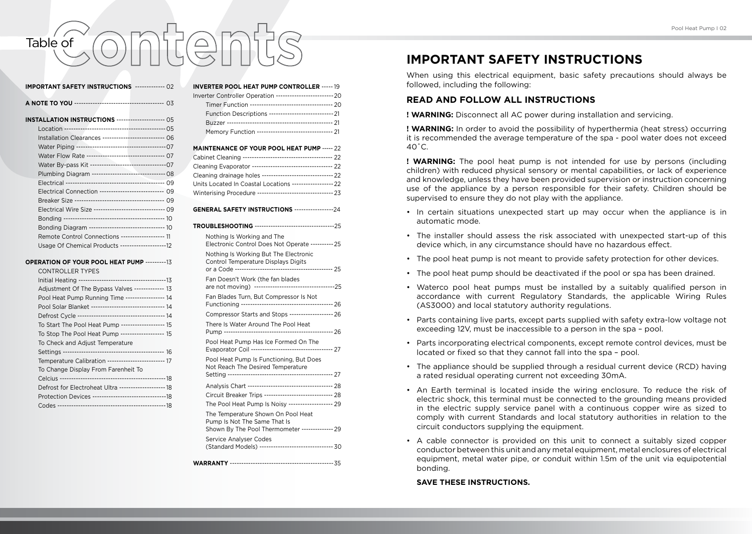# Table of Contents

**IMPORTANT SAFETY INSTRUCTIONS** ------------- 02

**A NOTE TO YOU** -------------------------------------- 03

**INSTALLATION INSTRUCTIONS** --------------------- 05

- Location ------------------------------------------------ 05
- Installation Clearances --------------------------- 06
- Water Piping ---------------------------------------- 07
- Water Flow Rate ---------------------------------- 07
- Water By-pass Kit --------------------------------- 07
- Plumbing Diagram -------------------------------- 08
- Electrical ------------------------------------------- 09
- Electrical Connection ---------------------------- 09
- Breaker Size ---------------------------------------- 09
- Electrical Wire Size ------------------------------- 09
- Bonding ---------------------------------------------- 10
- Bonding Diagram ---------------------------------- 10
- Remote Control Connections ------------------- 11
- Usage Of Chemical Products -------------------- 12

**OPERATION OF YOUR POOL HEAT PUMP** --------- 13

- CONTROLLER TYPES
- Initial Heating ---------------------------------------- 13
- Adjustment Of The Bypass Valves ------------- 13
- Pool Heat Pump Running Time ----------------- 14
- Pool Solar Blanket -------------------------------- 14
- Defrost Cycle ---------------------------------------- 14
- To Start The Pool Heat Pump ------------------- 15
- To Stop The Pool Heat Pump ------------------- 15
- To Check and Adjust Temperature Settings ------------------------------------------- 16
- Temperature Calibration ------------------------ 17
- To Change Display From Farenheit To Celcius ---------------------------------------------- 18
- Defrost for Electroheat Ultra -------------------- 18
- Protection Devices -------------------------------- 18
- Codes ------------------------------------------------ 18

**INVERTER POOL HEAT PUMP CONTROLLER** ----- 19

- Inverter Controller Operation ------------------------- 20
- Timer Function ---------------------------------- 20
- Function Descriptions --------------------------- 21
- Buzzer --------------------------------------------- 21
- Memory Function -------------------------------- 21

**MAINTENANCE OF YOUR POOL HEAT PUMP** ----- 22

- Cabinet Cleaning ------------------------------------- 22
- Cleaning Evaporator ---------------------------------- 22
- Cleaning drainage holes ------------------------------ 22
- Units Located In Coastal Locations ------------------ 22
- Winterising Procedure -------------------------------- 23

**GENERAL SAFETY INSTRUCTIONS** -----------------24

**TROUBLESHOOTING** ----------------------------------25

- Nothing Is Working and The Electronic Control Does Not Operate ---------- 25
- Nothing Is Working But The Electronic Control Temperature Displays Digits or a Code ------------------------------------------- 25
- Fan Doesn't Work (the fan blades are not moving) ---------------------------------25
- Fan Blades Turn, But Compressor Is Not Functioning --------------------------------------- 26
- Compressor Starts and Stops ------------------- 26
- There Is Water Around The Pool Heat Pump ---------------------------------------------- 26
- Pool Heat Pump Has Ice Formed On The Evaporator Coil ----------------------------------- 27
- Pool Heat Pump Is Functioning, But Does Not Reach The Desired Temperature Setting --------------------------------------------- 27
- Analysis Chart ------------------------------------ 28
- Circuit Breaker Trips ------------------------------ 28
- The Pool Heat Pump Is Noisy ------------------- 29
- The Temperature Shown On Pool Heat Pump Is Not The Same That Is Shown By The Pool Thermometer -------------- 29
- Service Analyser Codes (Standard Models) -------------------------------- 30

**WARRANTY** --------------------------------------------35

# IMPORTANT SAFETY INSTRUCTIONS

When using this electrical equipment, basic safety precautions should always be followed, including the following:

## READ AND FOLLOW ALL INSTRUCTIONS

**! WARNING:** Disconnect all AC power during installation and servicing.

**! WARNING:** In order to avoid the possibility of hyperthermia (heat stress) occurring it is recommended the average temperature of the spa - pool water does not exceed 40˚C.

**! WARNING:** The pool heat pump is not intended for use by persons (including children) with reduced physical sensory or mental capabilities, or lack of experience and knowledge, unless they have been provided supervision or instruction concerning use of the appliance by a person responsible for their safety. Children should be supervised to ensure they do not play with the appliance.

- In certain situations unexpected start up may occur when the appliance is in automatic mode.
- The installer should assess the risk associated with unexpected start-up of this device which, in any circumstance should have no hazardous effect.
- The pool heat pump is not meant to provide safety protection for other devices.
- The pool heat pump should be deactivated if the pool or spa has been drained.
- Waterco pool heat pumps must be installed by a suitably qualified person in accordance with current Regulatory Standards, the applicable Wiring Rules (AS3000) and local statutory authority regulations.
- Parts containing live parts, except parts supplied with safety extra-low voltage not exceeding 12V, must be inaccessible to a person in the spa – pool.
- Parts incorporating electrical components, except remote control devices, must be located or fixed so that they cannot fall into the spa – pool.
- The appliance should be supplied through a residual current device (RCD) having a rated residual operating current not exceeding 30mA.
- An Earth terminal is located inside the wiring enclosure. To reduce the risk of electric shock, this terminal must be connected to the grounding means provided in the electric supply service panel with a continuous copper wire as sized to comply with current Standards and local statutory authorities in relation to the circuit conductors supplying the equipment.
- A cable connector is provided on this unit to connect a suitably sized copper conductor between this unit and any metal equipment, metal enclosures of electrical equipment, metal water pipe, or conduit within 1.5m of the unit via equipotential bonding.

**SAVE THESE INSTRUCTIONS.**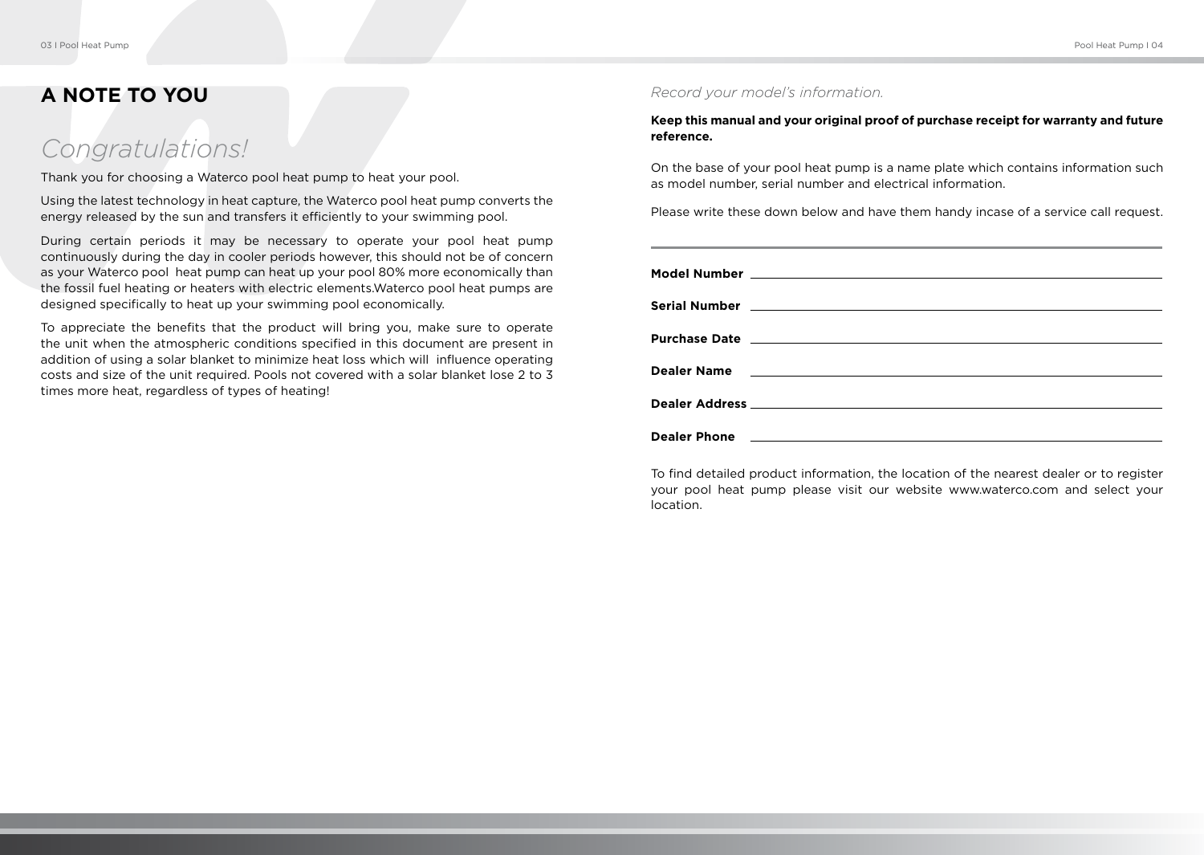# A NOTE TO YOU

## *Congratulations!*

Thank you for choosing a Waterco pool heat pump to heat your pool.

Using the latest technology in heat capture, the Waterco pool heat pump converts the energy released by the sun and transfers it efficiently to your swimming pool.

During certain periods it may be necessary to operate your pool heat pump continuously during the day in cooler periods however, this should not be of concern as your Waterco pool heat pump can heat up your pool 80% more economically than the fossil fuel heating or heaters with electric elements.Waterco pool heat pumps are designed specifically to heat up your swimming pool economically.

To appreciate the benefits that the product will bring you, make sure to operate the unit when the atmospheric conditions specified in this document are present in addition of using a solar blanket to minimize heat loss which will influence operating costs and size of the unit required. Pools not covered with a solar blanket lose 2 to 3 times more heat, regardless of types of heating!

*Record your model's information.*

**Keep this manual and your original proof of purchase receipt for warranty and future reference.**

On the base of your pool heat pump is a name plate which contains information such as model number, serial number and electrical information.

Please write these down below and have them handy incase of a service call request.

**Model Number** ____________________

**Serial Number** ____________________

**Purchase Date** ____________________

**Dealer Name** ____________________

**Dealer Address** ____________________

**Dealer Phone** ____________________

To find detailed product information, the location of the nearest dealer or to register your pool heat pump please visit our website www.waterco.com and select your location.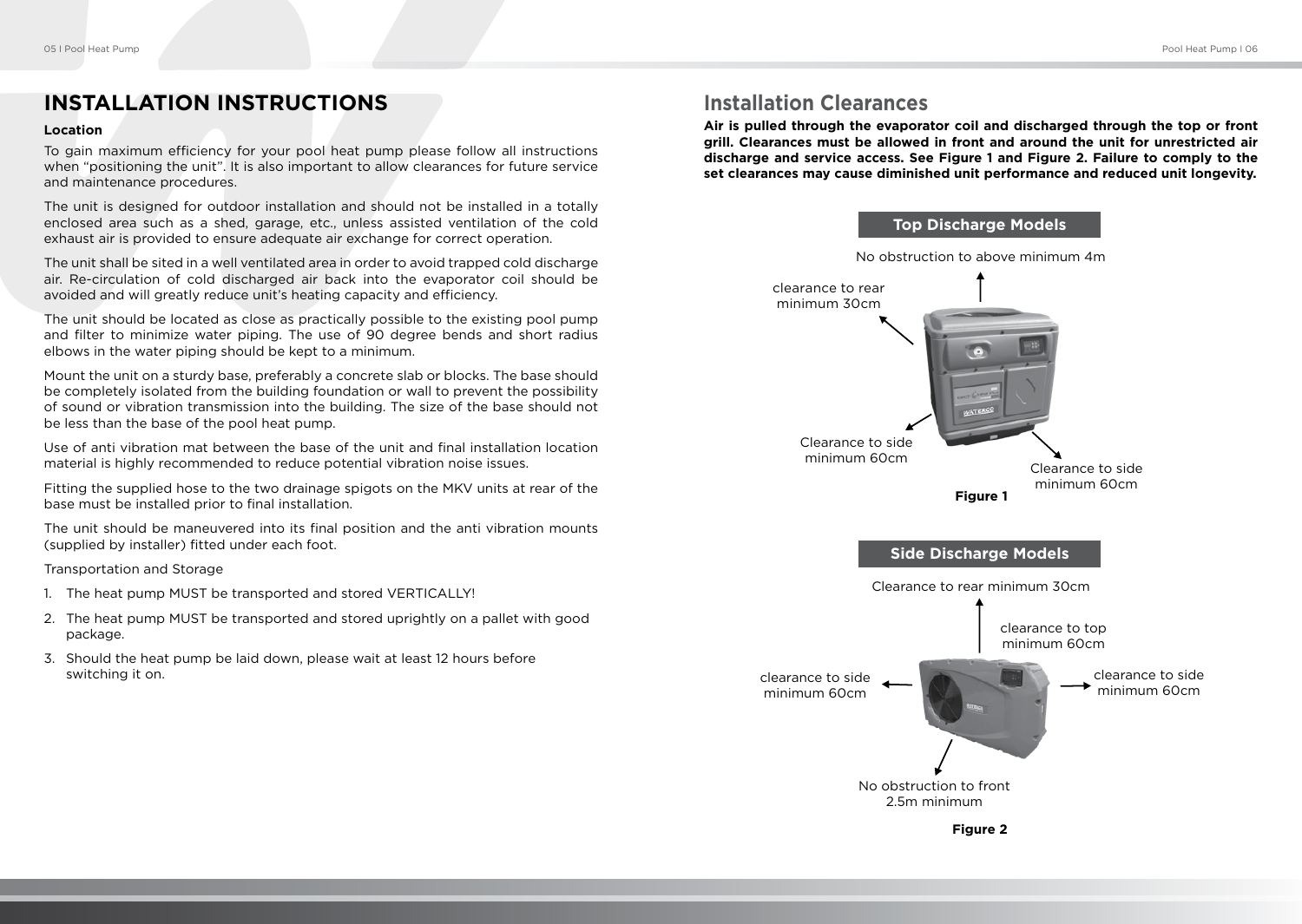# INSTALLATION INSTRUCTIONS

**Location**

To gain maximum efficiency for your pool heat pump please follow all instructions when "positioning the unit". It is also important to allow clearances for future service and maintenance procedures.

The unit is designed for outdoor installation and should not be installed in a totally enclosed area such as a shed, garage, etc., unless assisted ventilation of the cold exhaust air is provided to ensure adequate air exchange for correct operation.

The unit shall be sited in a well ventilated area in order to avoid trapped cold discharge air. Re-circulation of cold discharged air back into the evaporator coil should be avoided and will greatly reduce unit's heating capacity and efficiency.

The unit should be located as close as practically possible to the existing pool pump and filter to minimize water piping. The use of 90 degree bends and short radius elbows in the water piping should be kept to a minimum.

Mount the unit on a sturdy base, preferably a concrete slab or blocks. The base should be completely isolated from the building foundation or wall to prevent the possibility of sound or vibration transmission into the building. The size of the base should not be less than the base of the pool heat pump.

Use of anti vibration mat between the base of the unit and final installation location material is highly recommended to reduce potential vibration noise issues.

Fitting the supplied hose to the two drainage spigots on the MKV units at rear of the base must be installed prior to final installation.

The unit should be maneuvered into its final position and the anti vibration mounts (supplied by installer) fitted under each foot.

Transportation and Storage

1. The heat pump MUST be transported and stored VERTICALLY!
2. The heat pump MUST be transported and stored uprightly on a pallet with good package.
3. Should the heat pump be laid down, please wait at least 12 hours before switching it on.

## Installation Clearances

**Air is pulled through the evaporator coil and discharged through the top or front grill. Clearances must be allowed in front and around the unit for unrestricted air discharge and service access. See Figure 1 and Figure 2. Failure to comply to the set clearances may cause diminished unit performance and reduced unit longevity.**

**Top Discharge Models**

No obstruction to above minimum 4m

clearance to rear minimum 30cm

Clearance to side minimum 60cm

Clearance to side minimum 60cm

**Figure 1**

**Side Discharge Models**

Clearance to rear minimum 30cm

clearance to top minimum 60cm

clearance to side minimum 60cm

clearance to side minimum 60cm

No obstruction to front 2.5m minimum

**Figure 2**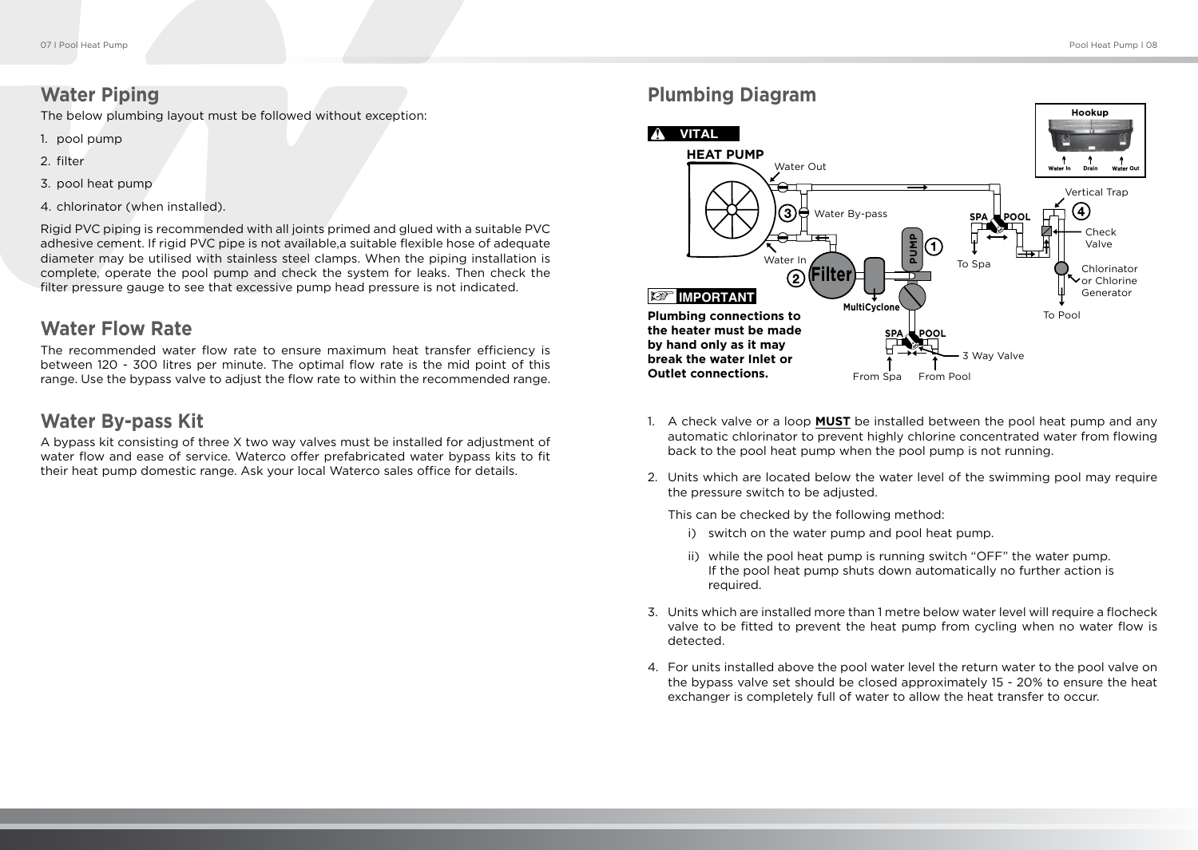## Water Piping

The below plumbing layout must be followed without exception:

1. pool pump
2. filter
3. pool heat pump
4. chlorinator (when installed).

Rigid PVC piping is recommended with all joints primed and glued with a suitable PVC adhesive cement. If rigid PVC pipe is not available,a suitable flexible hose of adequate diameter may be utilised with stainless steel clamps. When the piping installation is complete, operate the pool pump and check the system for leaks. Then check the filter pressure gauge to see that excessive pump head pressure is not indicated.

## Water Flow Rate

The recommended water flow rate to ensure maximum heat transfer efficiency is between 120 - 300 litres per minute. The optimal flow rate is the mid point of this range. Use the bypass valve to adjust the flow rate to within the recommended range.

## Water By-pass Kit

A bypass kit consisting of three X two way valves must be installed for adjustment of water flow and ease of service. Waterco offer prefabricated water bypass kits to fit their heat pump domestic range. Ask your local Waterco sales office for details.

## Plumbing Diagram

VITAL

HEAT PUMP

Water Out

Water By-pass

Water In

Filter

MultiCyclone

PUMP

SPA POOL

From Spa From Pool

3 Way Valve

To Spa

Vertical Trap

Check Valve

Chlorinator or Chlorine Generator

To Pool

Hookup

Water In Drain Water Out

IMPORTANT

**Plumbing connections to the heater must be made by hand only as it may break the water Inlet or Outlet connections.**

1. A check valve or a loop **MUST** be installed between the pool heat pump and any automatic chlorinator to prevent highly chlorine concentrated water from flowing back to the pool heat pump when the pool pump is not running.
2. Units which are located below the water level of the swimming pool may require the pressure switch to be adjusted.

   This can be checked by the following method:

   i) switch on the water pump and pool heat pump.

   ii) while the pool heat pump is running switch "OFF" the water pump. If the pool heat pump shuts down automatically no further action is required.
3. Units which are installed more than 1 metre below water level will require a flocheck valve to be fitted to prevent the heat pump from cycling when no water flow is detected.
4. For units installed above the pool water level the return water to the pool valve on the bypass valve set should be closed approximately 15 - 20% to ensure the heat exchanger is completely full of water to allow the heat transfer to occur.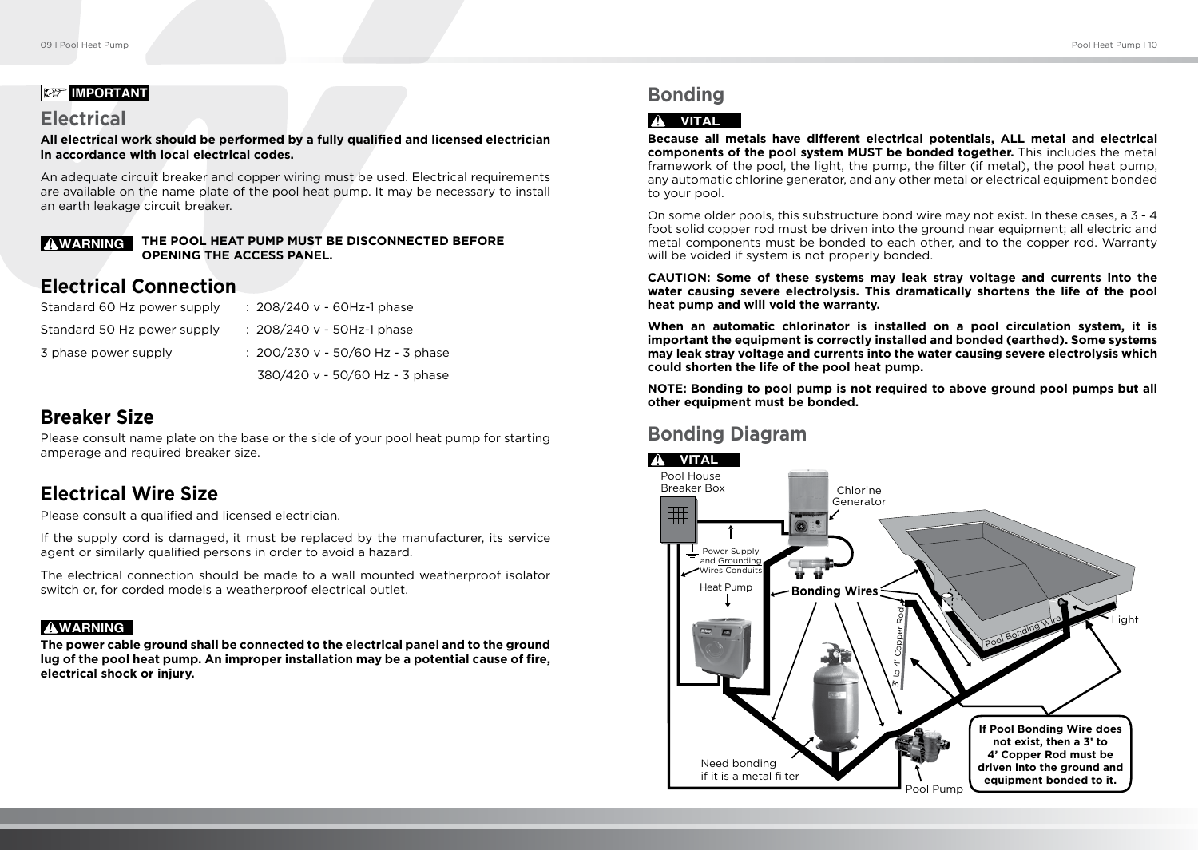**IMPORTANT**

## Electrical

**All electrical work should be performed by a fully qualified and licensed electrician in accordance with local electrical codes.**

An adequate circuit breaker and copper wiring must be used. Electrical requirements are available on the name plate of the pool heat pump. It may be necessary to install an earth leakage circuit breaker.

**WARNING** **THE POOL HEAT PUMP MUST BE DISCONNECTED BEFORE OPENING THE ACCESS PANEL.**

## Electrical Connection

| | |
|---|---|
| Standard 60 Hz power supply | : 208/240 v - 60Hz-1 phase |
| Standard 50 Hz power supply | : 208/240 v - 50Hz-1 phase |
| 3 phase power supply | : 200/230 v - 50/60 Hz - 3 phase |
| | 380/420 v - 50/60 Hz - 3 phase |

## Breaker Size

Please consult name plate on the base or the side of your pool heat pump for starting amperage and required breaker size.

## Electrical Wire Size

Please consult a qualified and licensed electrician.

If the supply cord is damaged, it must be replaced by the manufacturer, its service agent or similarly qualified persons in order to avoid a hazard.

The electrical connection should be made to a wall mounted weatherproof isolator switch or, for corded models a weatherproof electrical outlet.

**WARNING**

**The power cable ground shall be connected to the electrical panel and to the ground lug of the pool heat pump. An improper installation may be a potential cause of fire, electrical shock or injury.**

## Bonding

**VITAL**

**Because all metals have different electrical potentials, ALL metal and electrical components of the pool system MUST be bonded together.** This includes the metal framework of the pool, the light, the pump, the filter (if metal), the pool heat pump, any automatic chlorine generator, and any other metal or electrical equipment bonded to your pool.

On some older pools, this substructure bond wire may not exist. In these cases, a 3 - 4 foot solid copper rod must be driven into the ground near equipment; all electric and metal components must be bonded to each other, and to the copper rod. Warranty will be voided if system is not properly bonded.

**CAUTION: Some of these systems may leak stray voltage and currents into the water causing severe electrolysis. This dramatically shortens the life of the pool heat pump and will void the warranty.**

**When an automatic chlorinator is installed on a pool circulation system, it is important the equipment is correctly installed and bonded (earthed). Some systems may leak stray voltage and currents into the water causing severe electrolysis which could shorten the life of the pool heat pump.**

**NOTE: Bonding to pool pump is not required to above ground pool pumps but all other equipment must be bonded.**

## Bonding Diagram

**VITAL**

Pool House Breaker Box

Chlorine Generator

Power Supply and Grounding Wires Conduits

Heat Pump

**Bonding Wires**

3' to 4' Copper Rod

Pool Bonding Wire

Light

Need bonding if it is a metal filter

Pool Pump

**If Pool Bonding Wire does not exist, then a 3' to 4' Copper Rod must be driven into the ground and equipment bonded to it.**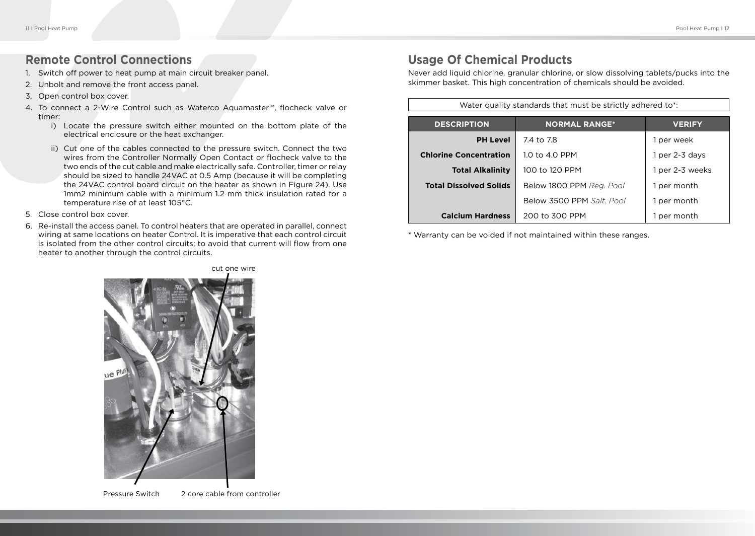## Remote Control Connections

1. Switch off power to heat pump at main circuit breaker panel.
2. Unbolt and remove the front access panel.
3. Open control box cover.
4. To connect a 2-Wire Control such as Waterco Aquamaster™, flocheck valve or timer:
   i) Locate the pressure switch either mounted on the bottom plate of the electrical enclosure or the heat exchanger.
   ii) Cut one of the cables connected to the pressure switch. Connect the two wires from the Controller Normally Open Contact or flocheck valve to the two ends of the cut cable and make electrically safe. Controller, timer or relay should be sized to handle 24VAC at 0.5 Amp (because it will be completing the 24VAC control board circuit on the heater as shown in Figure 24). Use 1mm2 minimum cable with a minimum 1.2 mm thick insulation rated for a temperature rise of at least 105°C.
5. Close control box cover.
6. Re-install the access panel. To control heaters that are operated in parallel, connect wiring at same locations on heater Control. It is imperative that each control circuit is isolated from the other control circuits; to avoid that current will flow from one heater to another through the control circuits.

cut one wire

Pressure Switch

2 core cable from controller

## Usage Of Chemical Products

Never add liquid chlorine, granular chlorine, or slow dissolving tablets/pucks into the skimmer basket. This high concentration of chemicals should be avoided.

Water quality standards that must be strictly adhered to*:

| DESCRIPTION | NORMAL RANGE* | VERIFY |
|---|---|---|
| **PH Level** | 7.4 to 7.8 | 1 per week |
| **Chlorine Concentration** | 1.0 to 4.0 PPM | 1 per 2-3 days |
| **Total Alkalinity** | 100 to 120 PPM | 1 per 2-3 weeks |
| **Total Dissolved Solids** | Below 1800 PPM *Reg. Pool* | 1 per month |
| | Below 3500 PPM *Salt. Pool* | 1 per month |
| **Calcium Hardness** | 200 to 300 PPM | 1 per month |

* Warranty can be voided if not maintained within these ranges.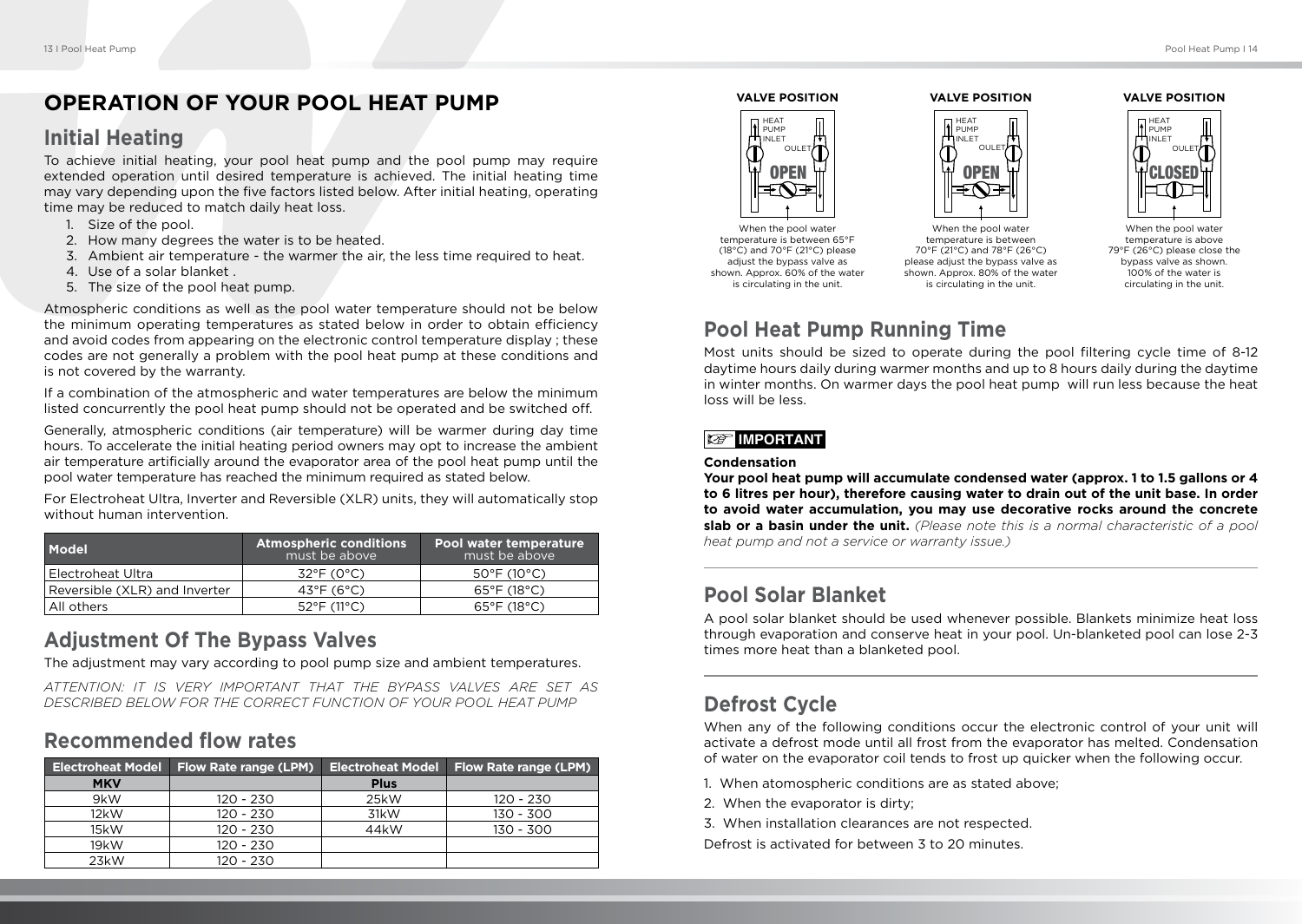# OPERATION OF YOUR POOL HEAT PUMP

## Initial Heating

To achieve initial heating, your pool heat pump and the pool pump may require extended operation until desired temperature is achieved. The initial heating time may vary depending upon the five factors listed below. After initial heating, operating time may be reduced to match daily heat loss.

1. Size of the pool.
2. How many degrees the water is to be heated.
3. Ambient air temperature - the warmer the air, the less time required to heat.
4. Use of a solar blanket .
5. The size of the pool heat pump.

Atmospheric conditions as well as the pool water temperature should not be below the minimum operating temperatures as stated below in order to obtain efficiency and avoid codes from appearing on the electronic control temperature display ; these codes are not generally a problem with the pool heat pump at these conditions and is not covered by the warranty.

If a combination of the atmospheric and water temperatures are below the minimum listed concurrently the pool heat pump should not be operated and be switched off.

Generally, atmospheric conditions (air temperature) will be warmer during day time hours. To accelerate the initial heating period owners may opt to increase the ambient air temperature artificially around the evaporator area of the pool heat pump until the pool water temperature has reached the minimum required as stated below.

For Electroheat Ultra, Inverter and Reversible (XLR) units, they will automatically stop without human intervention.

| Model | Atmospheric conditions must be above | Pool water temperature must be above |
|---|---|---|
| Electroheat Ultra | 32°F (0°C) | 50°F (10°C) |
| Reversible (XLR) and Inverter | 43°F (6°C) | 65°F (18°C) |
| All others | 52°F (11°C) | 65°F (18°C) |

## Adjustment Of The Bypass Valves

The adjustment may vary according to pool pump size and ambient temperatures.

*ATTENTION: IT IS VERY IMPORTANT THAT THE BYPASS VALVES ARE SET AS DESCRIBED BELOW FOR THE CORRECT FUNCTION OF YOUR POOL HEAT PUMP*

## Recommended flow rates

| Electroheat Model | Flow Rate range (LPM) | Electroheat Model | Flow Rate range (LPM) |
|---|---|---|---|
| **MKV** | | **Plus** | |
| 9kW | 120 - 230 | 25kW | 120 - 230 |
| 12kW | 120 - 230 | 31kW | 130 - 300 |
| 15kW | 120 - 230 | 44kW | 130 - 300 |
| 19kW | 120 - 230 | | |
| 23kW | 120 - 230 | | |

**VALVE POSITION**

HEAT PUMP INLET — OULET — OPEN

When the pool water temperature is between 65°F (18°C) and 70°F (21°C) please adjust the bypass valve as shown. Approx. 60% of the water is circulating in the unit.

**VALVE POSITION**

HEAT PUMP INLET — OULET — OPEN

When the pool water temperature is between 70°F (21°C) and 78°F (26°C) please adjust the bypass valve as shown. Approx. 80% of the water is circulating in the unit.

**VALVE POSITION**

HEAT PUMP INLET — OULET — CLOSED

When the pool water temperature is above 79°F (26°C) please close the bypass valve as shown. 100% of the water is circulating in the unit.

## Pool Heat Pump Running Time

Most units should be sized to operate during the pool filtering cycle time of 8-12 daytime hours daily during warmer months and up to 8 hours daily during the daytime in winter months. On warmer days the pool heat pump will run less because the heat loss will be less.

**IMPORTANT**

**Condensation**

**Your pool heat pump will accumulate condensed water (approx. 1 to 1.5 gallons or 4 to 6 litres per hour), therefore causing water to drain out of the unit base. In order to avoid water accumulation, you may use decorative rocks around the concrete slab or a basin under the unit.** *(Please note this is a normal characteristic of a pool heat pump and not a service or warranty issue.)*

## Pool Solar Blanket

A pool solar blanket should be used whenever possible. Blankets minimize heat loss through evaporation and conserve heat in your pool. Un-blanketed pool can lose 2-3 times more heat than a blanketed pool.

## Defrost Cycle

When any of the following conditions occur the electronic control of your unit will activate a defrost mode until all frost from the evaporator has melted. Condensation of water on the evaporator coil tends to frost up quicker when the following occur.

1. When atomospheric conditions are as stated above;
2. When the evaporator is dirty;
3. When installation clearances are not respected.

Defrost is activated for between 3 to 20 minutes.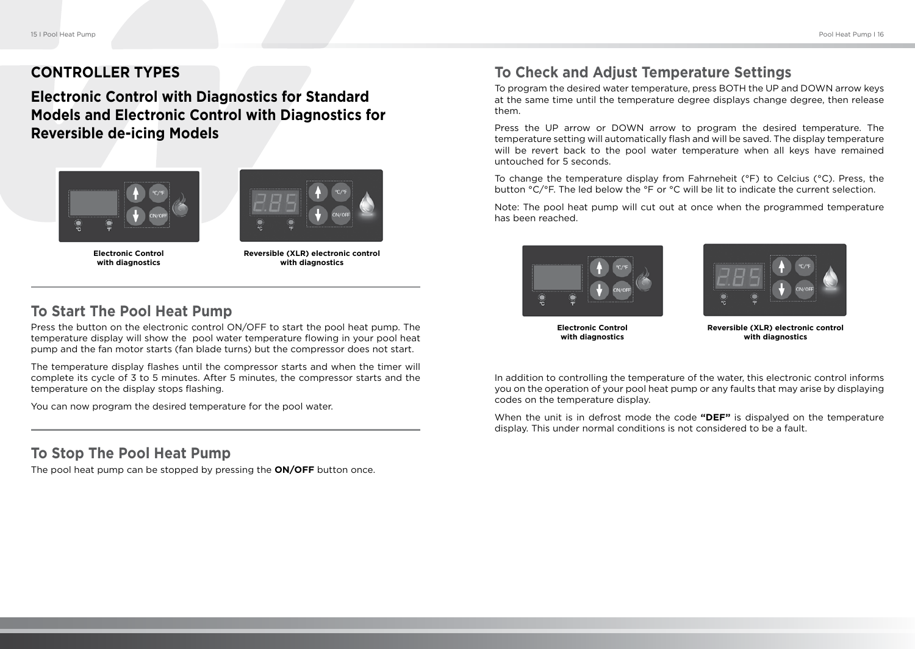## CONTROLLER TYPES

## Electronic Control with Diagnostics for Standard Models and Electronic Control with Diagnostics for Reversible de-icing Models

**Electronic Control with diagnostics**

**Reversible (XLR) electronic control with diagnostics**

## To Start The Pool Heat Pump

Press the button on the electronic control ON/OFF to start the pool heat pump. The temperature display will show the pool water temperature flowing in your pool heat pump and the fan motor starts (fan blade turns) but the compressor does not start.

The temperature display flashes until the compressor starts and when the timer will complete its cycle of 3 to 5 minutes. After 5 minutes, the compressor starts and the temperature on the display stops flashing.

You can now program the desired temperature for the pool water.

## To Stop The Pool Heat Pump

The pool heat pump can be stopped by pressing the **ON/OFF** button once.

## To Check and Adjust Temperature Settings

To program the desired water temperature, press BOTH the UP and DOWN arrow keys at the same time until the temperature degree displays change degree, then release them.

Press the UP arrow or DOWN arrow to program the desired temperature. The temperature setting will automatically flash and will be saved. The display temperature will be revert back to the pool water temperature when all keys have remained untouched for 5 seconds.

To change the temperature display from Fahrneheit (°F) to Celcius (°C). Press, the button °C/°F. The led below the °F or °C will be lit to indicate the current selection.

Note: The pool heat pump will cut out at once when the programmed temperature has been reached.

**Electronic Control with diagnostics**

**Reversible (XLR) electronic control with diagnostics**

In addition to controlling the temperature of the water, this electronic control informs you on the operation of your pool heat pump or any faults that may arise by displaying codes on the temperature display.

When the unit is in defrost mode the code **"DEF"** is dispalyed on the temperature display. This under normal conditions is not considered to be a fault.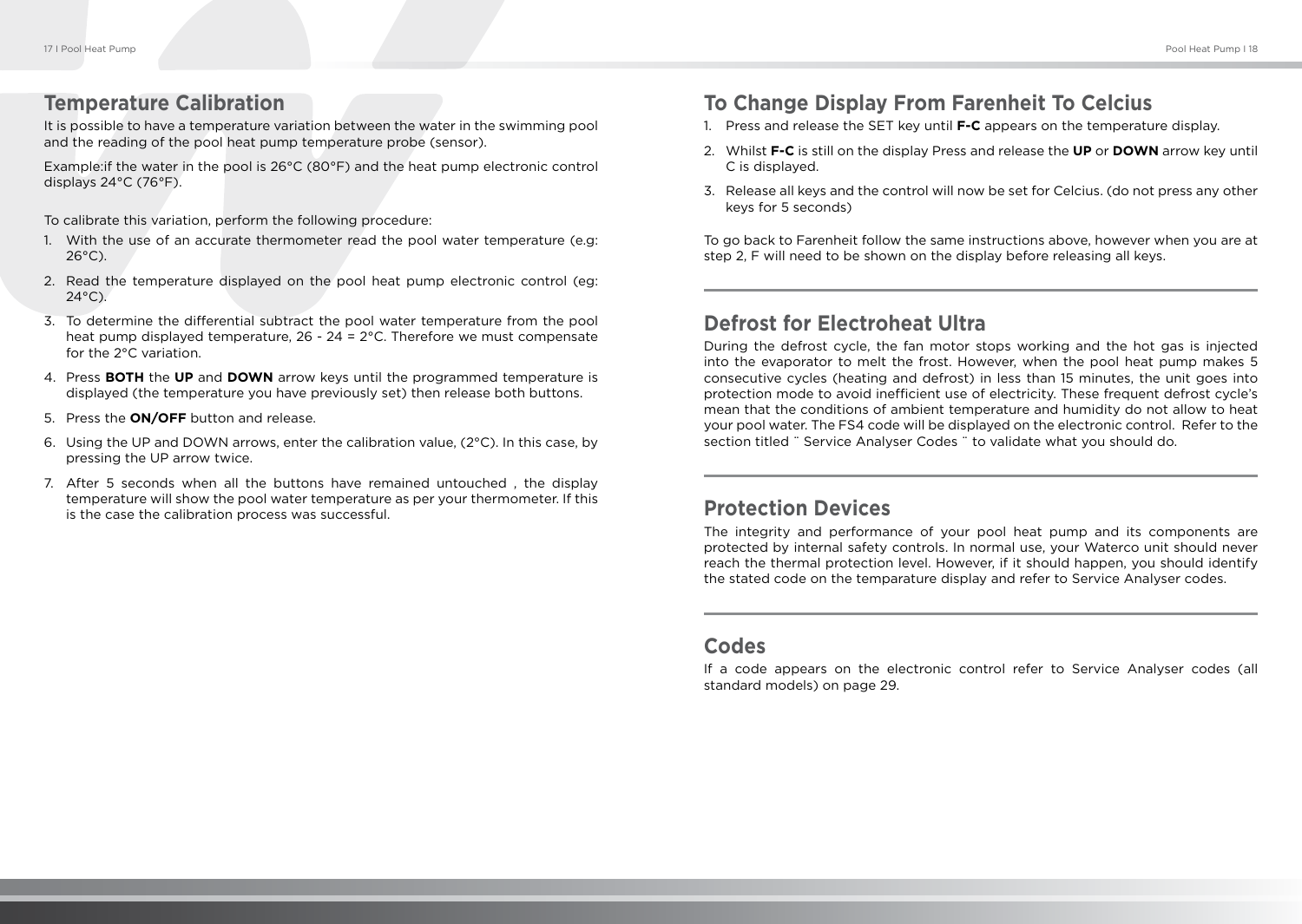## Temperature Calibration

It is possible to have a temperature variation between the water in the swimming pool and the reading of the pool heat pump temperature probe (sensor).

Example:if the water in the pool is 26°C (80°F) and the heat pump electronic control displays 24°C (76°F).

To calibrate this variation, perform the following procedure:

1. With the use of an accurate thermometer read the pool water temperature (e.g: 26°C).
2. Read the temperature displayed on the pool heat pump electronic control (eg: 24°C).
3. To determine the differential subtract the pool water temperature from the pool heat pump displayed temperature, 26 - 24 = 2°C. Therefore we must compensate for the 2°C variation.
4. Press **BOTH** the **UP** and **DOWN** arrow keys until the programmed temperature is displayed (the temperature you have previously set) then release both buttons.
5. Press the **ON/OFF** button and release.
6. Using the UP and DOWN arrows, enter the calibration value, (2°C). In this case, by pressing the UP arrow twice.
7. After 5 seconds when all the buttons have remained untouched , the display temperature will show the pool water temperature as per your thermometer. If this is the case the calibration process was successful.

## To Change Display From Farenheit To Celcius

1. Press and release the SET key until **F-C** appears on the temperature display.
2. Whilst **F-C** is still on the display Press and release the **UP** or **DOWN** arrow key until C is displayed.
3. Release all keys and the control will now be set for Celcius. (do not press any other keys for 5 seconds)

To go back to Farenheit follow the same instructions above, however when you are at step 2, F will need to be shown on the display before releasing all keys.

## Defrost for Electroheat Ultra

During the defrost cycle, the fan motor stops working and the hot gas is injected into the evaporator to melt the frost. However, when the pool heat pump makes 5 consecutive cycles (heating and defrost) in less than 15 minutes, the unit goes into protection mode to avoid inefficient use of electricity. These frequent defrost cycle's mean that the conditions of ambient temperature and humidity do not allow to heat your pool water. The FS4 code will be displayed on the electronic control. Refer to the section titled ¨ Service Analyser Codes ¨ to validate what you should do.

## Protection Devices

The integrity and performance of your pool heat pump and its components are protected by internal safety controls. In normal use, your Waterco unit should never reach the thermal protection level. However, if it should happen, you should identify the stated code on the temparature display and refer to Service Analyser codes.

## Codes

If a code appears on the electronic control refer to Service Analyser codes (all standard models) on page 29.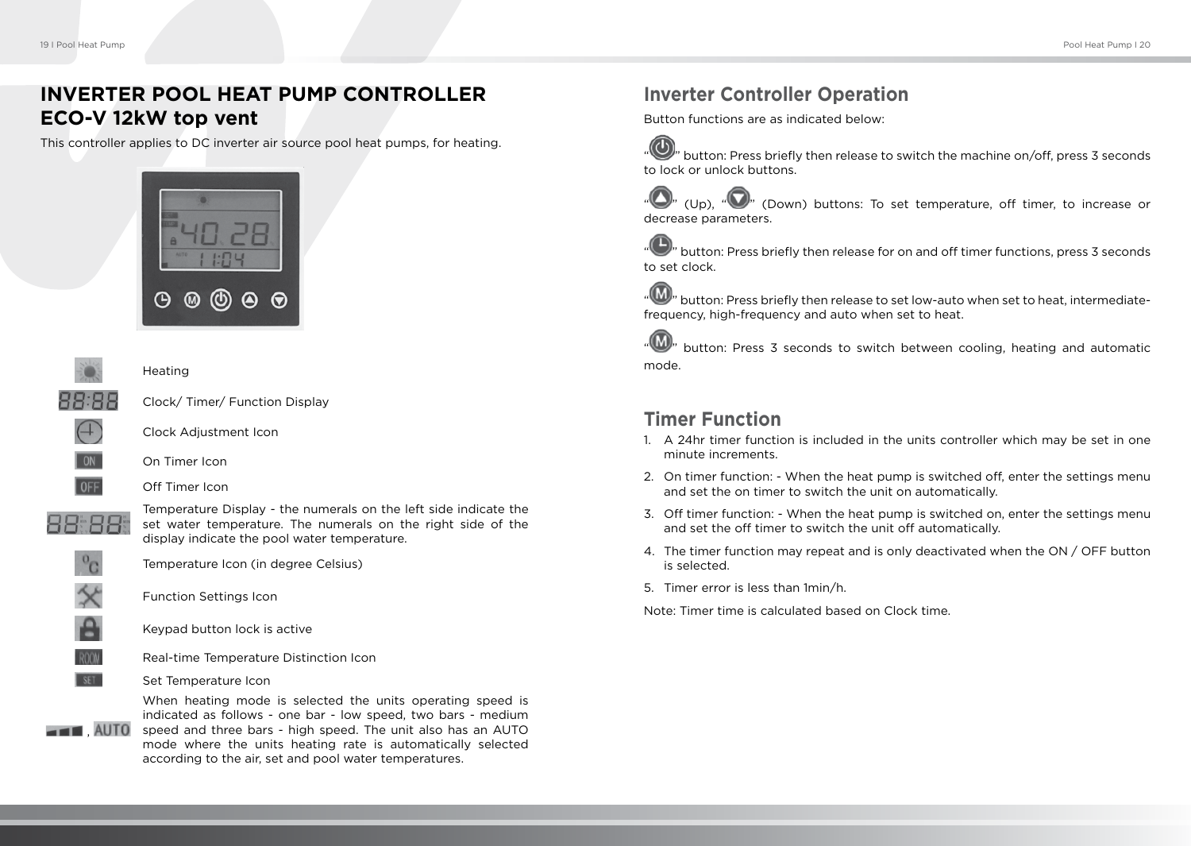# INVERTER POOL HEAT PUMP CONTROLLER ECO-V 12kW top vent

This controller applies to DC inverter air source pool heat pumps, for heating.

| Icon | Description |
|---|---|
| | Heating |
| 88:88 | Clock/ Timer/ Function Display |
| | Clock Adjustment Icon |
| ON | On Timer Icon |
| OFF | Off Timer Icon |
| 88 88 | Temperature Display - the numerals on the left side indicate the set water temperature. The numerals on the right side of the display indicate the pool water temperature. |
| °C | Temperature Icon (in degree Celsius) |
| | Function Settings Icon |
| | Keypad button lock is active |
| ROOM | Real-time Temperature Distinction Icon |
| SET | Set Temperature Icon |
| , AUTO | When heating mode is selected the units operating speed is indicated as follows - one bar - low speed, two bars - medium speed and three bars - high speed. The unit also has an AUTO mode where the units heating rate is automatically selected according to the air, set and pool water temperatures. |

## Inverter Controller Operation

Button functions are as indicated below:

"⏻" button: Press briefly then release to switch the machine on/off, press 3 seconds to lock or unlock buttons.

"▲" (Up), "▼" (Down) buttons: To set temperature, off timer, to increase or decrease parameters.

"🕒" button: Press briefly then release for on and off timer functions, press 3 seconds to set clock.

"M" button: Press briefly then release to set low-auto when set to heat, intermediate-frequency, high-frequency and auto when set to heat.

"M" button: Press 3 seconds to switch between cooling, heating and automatic mode.

## Timer Function

1. A 24hr timer function is included in the units controller which may be set in one minute increments.
2. On timer function: - When the heat pump is switched off, enter the settings menu and set the on timer to switch the unit on automatically.
3. Off timer function: - When the heat pump is switched on, enter the settings menu and set the off timer to switch the unit off automatically.
4. The timer function may repeat and is only deactivated when the ON / OFF button is selected.
5. Timer error is less than 1min/h.

Note: Timer time is calculated based on Clock time.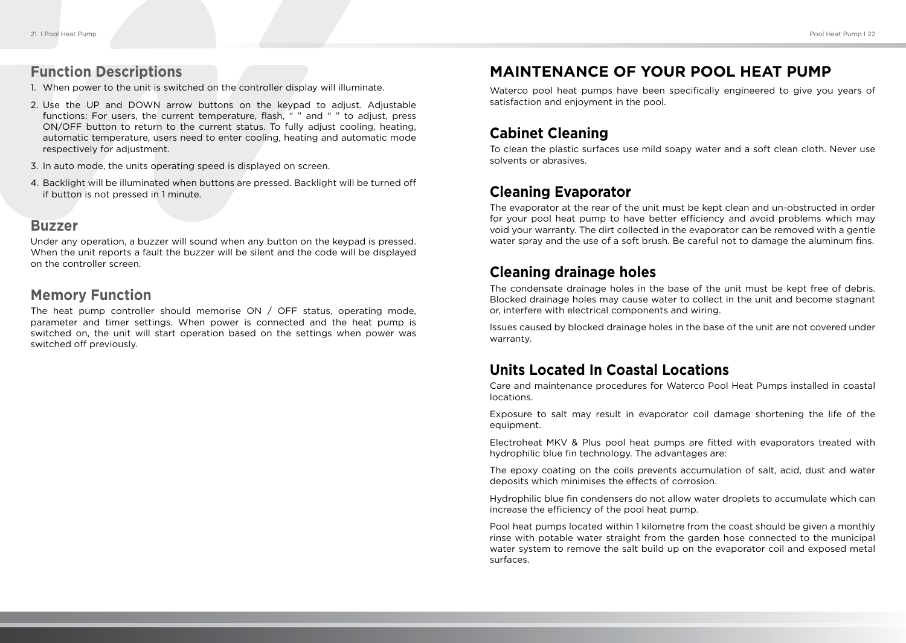## Function Descriptions

1. When power to the unit is switched on the controller display will illuminate.
2. Use the UP and DOWN arrow buttons on the keypad to adjust. Adjustable functions: For users, the current temperature, flash, " " and " " to adjust, press ON/OFF button to return to the current status. To fully adjust cooling, heating, automatic temperature, users need to enter cooling, heating and automatic mode respectively for adjustment.
3. In auto mode, the units operating speed is displayed on screen.
4. Backlight will be illuminated when buttons are pressed. Backlight will be turned off if button is not pressed in 1 minute.

## Buzzer

Under any operation, a buzzer will sound when any button on the keypad is pressed. When the unit reports a fault the buzzer will be silent and the code will be displayed on the controller screen.

## Memory Function

The heat pump controller should memorise ON / OFF status, operating mode, parameter and timer settings. When power is connected and the heat pump is switched on, the unit will start operation based on the settings when power was switched off previously.

# MAINTENANCE OF YOUR POOL HEAT PUMP

Waterco pool heat pumps have been specifically engineered to give you years of satisfaction and enjoyment in the pool.

## Cabinet Cleaning

To clean the plastic surfaces use mild soapy water and a soft clean cloth. Never use solvents or abrasives.

## Cleaning Evaporator

The evaporator at the rear of the unit must be kept clean and un-obstructed in order for your pool heat pump to have better efficiency and avoid problems which may void your warranty. The dirt collected in the evaporator can be removed with a gentle water spray and the use of a soft brush. Be careful not to damage the aluminum fins.

## Cleaning drainage holes

The condensate drainage holes in the base of the unit must be kept free of debris. Blocked drainage holes may cause water to collect in the unit and become stagnant or, interfere with electrical components and wiring.

Issues caused by blocked drainage holes in the base of the unit are not covered under warranty.

## Units Located In Coastal Locations

Care and maintenance procedures for Waterco Pool Heat Pumps installed in coastal locations.

Exposure to salt may result in evaporator coil damage shortening the life of the equipment.

Electroheat MKV & Plus pool heat pumps are fitted with evaporators treated with hydrophilic blue fin technology. The advantages are:

The epoxy coating on the coils prevents accumulation of salt, acid, dust and water deposits which minimises the effects of corrosion.

Hydrophilic blue fin condensers do not allow water droplets to accumulate which can increase the efficiency of the pool heat pump.

Pool heat pumps located within 1 kilometre from the coast should be given a monthly rinse with potable water straight from the garden hose connected to the municipal water system to remove the salt build up on the evaporator coil and exposed metal surfaces.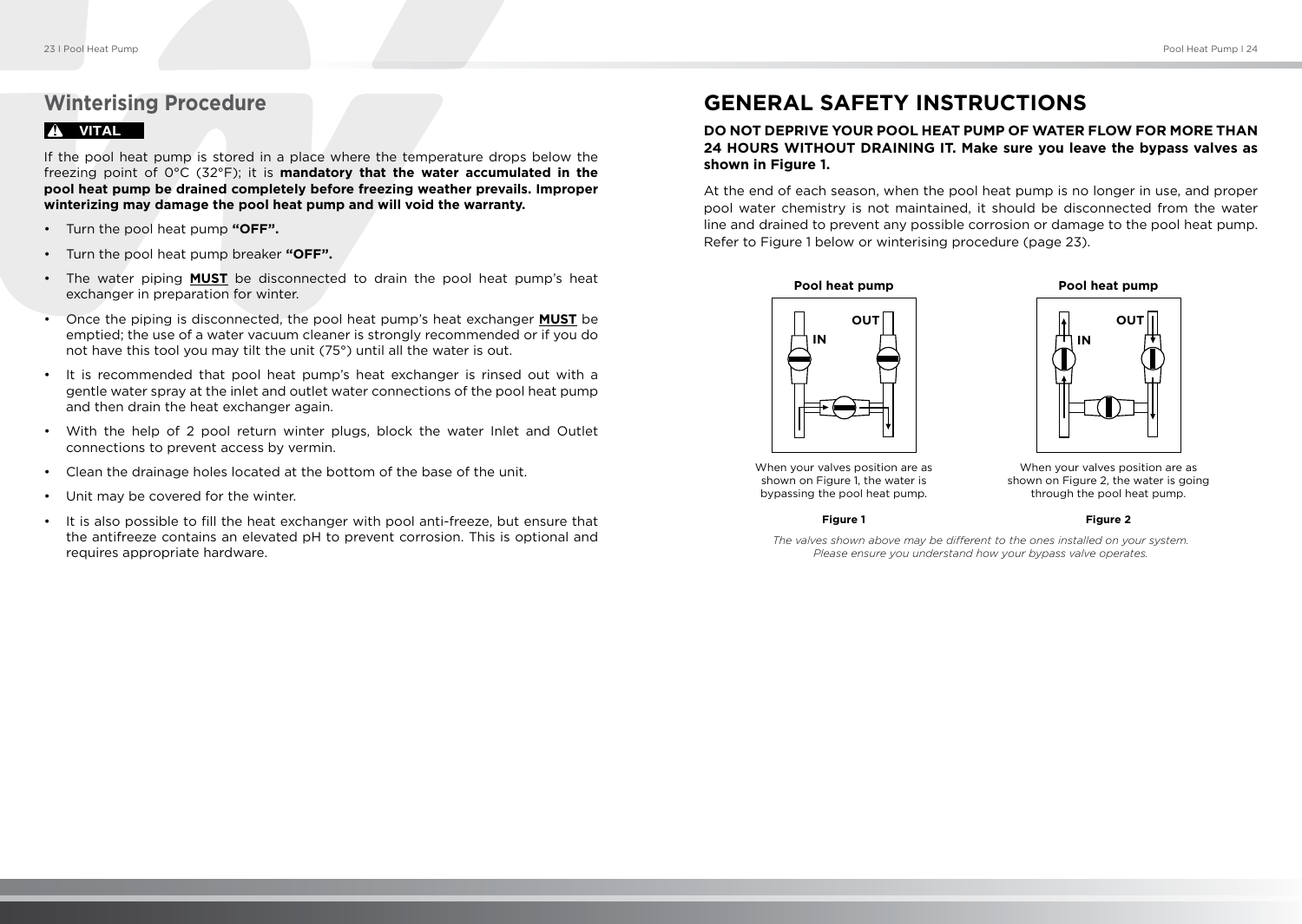## Winterising Procedure

**VITAL**

If the pool heat pump is stored in a place where the temperature drops below the freezing point of 0°C (32°F); it is **mandatory that the water accumulated in the pool heat pump be drained completely before freezing weather prevails. Improper winterizing may damage the pool heat pump and will void the warranty.**

- Turn the pool heat pump **“OFF”.**
- Turn the pool heat pump breaker **“OFF”.**
- The water piping **MUST** be disconnected to drain the pool heat pump’s heat exchanger in preparation for winter.
- Once the piping is disconnected, the pool heat pump’s heat exchanger **MUST** be emptied; the use of a water vacuum cleaner is strongly recommended or if you do not have this tool you may tilt the unit (75°) until all the water is out.
- It is recommended that pool heat pump’s heat exchanger is rinsed out with a gentle water spray at the inlet and outlet water connections of the pool heat pump and then drain the heat exchanger again.
- With the help of 2 pool return winter plugs, block the water Inlet and Outlet connections to prevent access by vermin.
- Clean the drainage holes located at the bottom of the base of the unit.
- Unit may be covered for the winter.
- It is also possible to fill the heat exchanger with pool anti-freeze, but ensure that the antifreeze contains an elevated pH to prevent corrosion. This is optional and requires appropriate hardware.

# GENERAL SAFETY INSTRUCTIONS

**DO NOT DEPRIVE YOUR POOL HEAT PUMP OF WATER FLOW FOR MORE THAN 24 HOURS WITHOUT DRAINING IT. Make sure you leave the bypass valves as shown in Figure 1.**

At the end of each season, when the pool heat pump is no longer in use, and proper pool water chemistry is not maintained, it should be disconnected from the water line and drained to prevent any possible corrosion or damage to the pool heat pump. Refer to Figure 1 below or winterising procedure (page 23).

**Pool heat pump**

OUT
IN

When your valves position are as shown on Figure 1, the water is bypassing the pool heat pump.

**Figure 1**

**Pool heat pump**

OUT
IN

When your valves position are as shown on Figure 2, the water is going through the pool heat pump.

**Figure 2**

*The valves shown above may be different to the ones installed on your system. Please ensure you understand how your bypass valve operates.*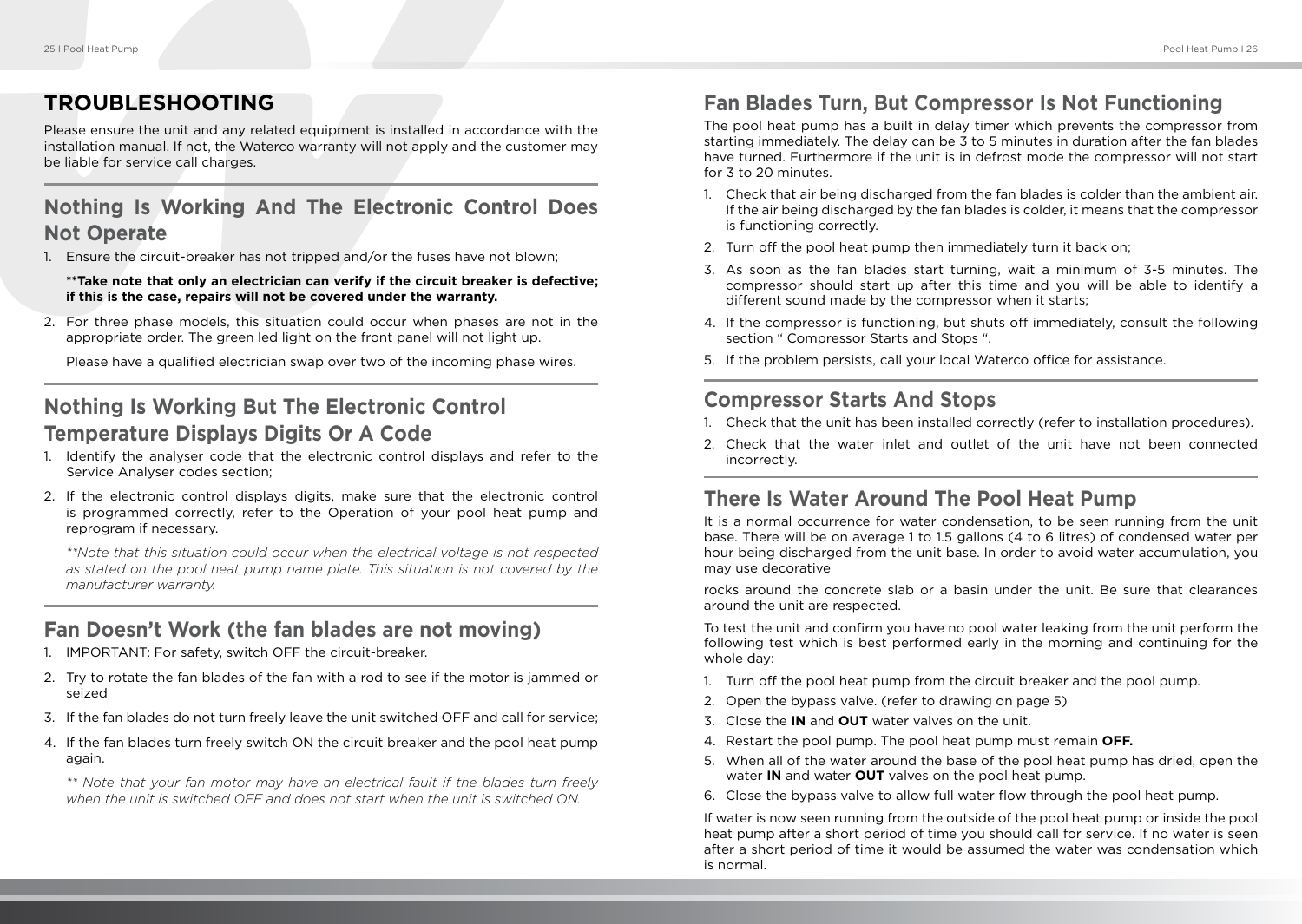# TROUBLESHOOTING

Please ensure the unit and any related equipment is installed in accordance with the installation manual. If not, the Waterco warranty will not apply and the customer may be liable for service call charges.

## Nothing Is Working And The Electronic Control Does Not Operate

1. Ensure the circuit-breaker has not tripped and/or the fuses have not blown;

   **\*\*Take note that only an electrician can verify if the circuit breaker is defective; if this is the case, repairs will not be covered under the warranty.**

2. For three phase models, this situation could occur when phases are not in the appropriate order. The green led light on the front panel will not light up.

   Please have a qualified electrician swap over two of the incoming phase wires.

## Nothing Is Working But The Electronic Control Temperature Displays Digits Or A Code

1. Identify the analyser code that the electronic control displays and refer to the Service Analyser codes section;
2. If the electronic control displays digits, make sure that the electronic control is programmed correctly, refer to the Operation of your pool heat pump and reprogram if necessary.

   *\*\*Note that this situation could occur when the electrical voltage is not respected as stated on the pool heat pump name plate. This situation is not covered by the manufacturer warranty.*

## Fan Doesn't Work (the fan blades are not moving)

1. IMPORTANT: For safety, switch OFF the circuit-breaker.
2. Try to rotate the fan blades of the fan with a rod to see if the motor is jammed or seized
3. If the fan blades do not turn freely leave the unit switched OFF and call for service;
4. If the fan blades turn freely switch ON the circuit breaker and the pool heat pump again.

   *\*\* Note that your fan motor may have an electrical fault if the blades turn freely when the unit is switched OFF and does not start when the unit is switched ON.*

## Fan Blades Turn, But Compressor Is Not Functioning

The pool heat pump has a built in delay timer which prevents the compressor from starting immediately. The delay can be 3 to 5 minutes in duration after the fan blades have turned. Furthermore if the unit is in defrost mode the compressor will not start for 3 to 20 minutes.

1. Check that air being discharged from the fan blades is colder than the ambient air. If the air being discharged by the fan blades is colder, it means that the compressor is functioning correctly.
2. Turn off the pool heat pump then immediately turn it back on;
3. As soon as the fan blades start turning, wait a minimum of 3-5 minutes. The compressor should start up after this time and you will be able to identify a different sound made by the compressor when it starts;
4. If the compressor is functioning, but shuts off immediately, consult the following section " Compressor Starts and Stops ".
5. If the problem persists, call your local Waterco office for assistance.

## Compressor Starts And Stops

1. Check that the unit has been installed correctly (refer to installation procedures).
2. Check that the water inlet and outlet of the unit have not been connected incorrectly.

## There Is Water Around The Pool Heat Pump

It is a normal occurrence for water condensation, to be seen running from the unit base. There will be on average 1 to 1.5 gallons (4 to 6 litres) of condensed water per hour being discharged from the unit base. In order to avoid water accumulation, you may use decorative

rocks around the concrete slab or a basin under the unit. Be sure that clearances around the unit are respected.

To test the unit and confirm you have no pool water leaking from the unit perform the following test which is best performed early in the morning and continuing for the whole day:

1. Turn off the pool heat pump from the circuit breaker and the pool pump.
2. Open the bypass valve. (refer to drawing on page 5)
3. Close the **IN** and **OUT** water valves on the unit.
4. Restart the pool pump. The pool heat pump must remain **OFF.**
5. When all of the water around the base of the pool heat pump has dried, open the water **IN** and water **OUT** valves on the pool heat pump.
6. Close the bypass valve to allow full water flow through the pool heat pump.

If water is now seen running from the outside of the pool heat pump or inside the pool heat pump after a short period of time you should call for service. If no water is seen after a short period of time it would be assumed the water was condensation which is normal.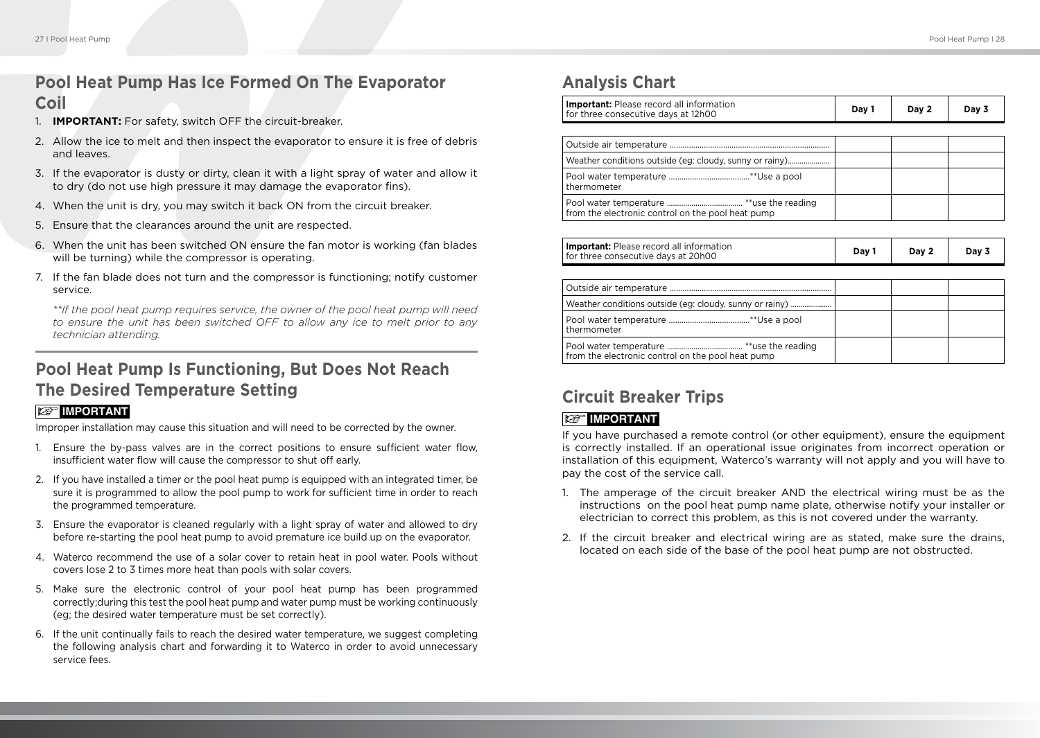## Pool Heat Pump Has Ice Formed On The Evaporator Coil

1. **IMPORTANT:** For safety, switch OFF the circuit-breaker.
2. Allow the ice to melt and then inspect the evaporator to ensure it is free of debris and leaves.
3. If the evaporator is dusty or dirty, clean it with a light spray of water and allow it to dry (do not use high pressure it may damage the evaporator fins).
4. When the unit is dry, you may switch it back ON from the circuit breaker.
5. Ensure that the clearances around the unit are respected.
6. When the unit has been switched ON ensure the fan motor is working (fan blades will be turning) while the compressor is operating.
7. If the fan blade does not turn and the compressor is functioning; notify customer service.

*\*\*If the pool heat pump requires service, the owner of the pool heat pump will need to ensure the unit has been switched OFF to allow any ice to melt prior to any technician attending.*

## Pool Heat Pump Is Functioning, But Does Not Reach The Desired Temperature Setting

**IMPORTANT**

Improper installation may cause this situation and will need to be corrected by the owner.

1. Ensure the by-pass valves are in the correct positions to ensure sufficient water flow, insufficient water flow will cause the compressor to shut off early.
2. If you have installed a timer or the pool heat pump is equipped with an integrated timer, be sure it is programmed to allow the pool pump to work for sufficient time in order to reach the programmed temperature.
3. Ensure the evaporator is cleaned regularly with a light spray of water and allowed to dry before re-starting the pool heat pump to avoid premature ice build up on the evaporator.
4. Waterco recommend the use of a solar cover to retain heat in pool water. Pools without covers lose 2 to 3 times more heat than pools with solar covers.
5. Make sure the electronic control of your pool heat pump has been programmed correctly;during this test the pool heat pump and water pump must be working continuously (eg; the desired water temperature must be set correctly).
6. If the unit continually fails to reach the desired water temperature, we suggest completing the following analysis chart and forwarding it to Waterco in order to avoid unnecessary service fees.

## Analysis Chart

| **Important:** Please record all information for three consecutive days at 12h00 | Day 1 | Day 2 | Day 3 |
|---|---|---|---|
| Outside air temperature | | | |
| Weather conditions outside (eg: cloudy, sunny or rainy) | | | |
| Pool water temperature \*\*Use a pool thermometer | | | |
| Pool water temperature \*\*use the reading from the electronic control on the pool heat pump | | | |

| **Important:** Please record all information for three consecutive days at 20h00 | Day 1 | Day 2 | Day 3 |
|---|---|---|---|
| Outside air temperature | | | |
| Weather conditions outside (eg: cloudy, sunny or rainy) | | | |
| Pool water temperature \*\*Use a pool thermometer | | | |
| Pool water temperature \*\*use the reading from the electronic control on the pool heat pump | | | |

## Circuit Breaker Trips

**IMPORTANT**

If you have purchased a remote control (or other equipment), ensure the equipment is correctly installed. If an operational issue originates from incorrect operation or installation of this equipment, Waterco's warranty will not apply and you will have to pay the cost of the service call.

1. The amperage of the circuit breaker AND the electrical wiring must be as the instructions on the pool heat pump name plate, otherwise notify your installer or electrician to correct this problem, as this is not covered under the warranty.
2. If the circuit breaker and electrical wiring are as stated, make sure the drains, located on each side of the base of the pool heat pump are not obstructed.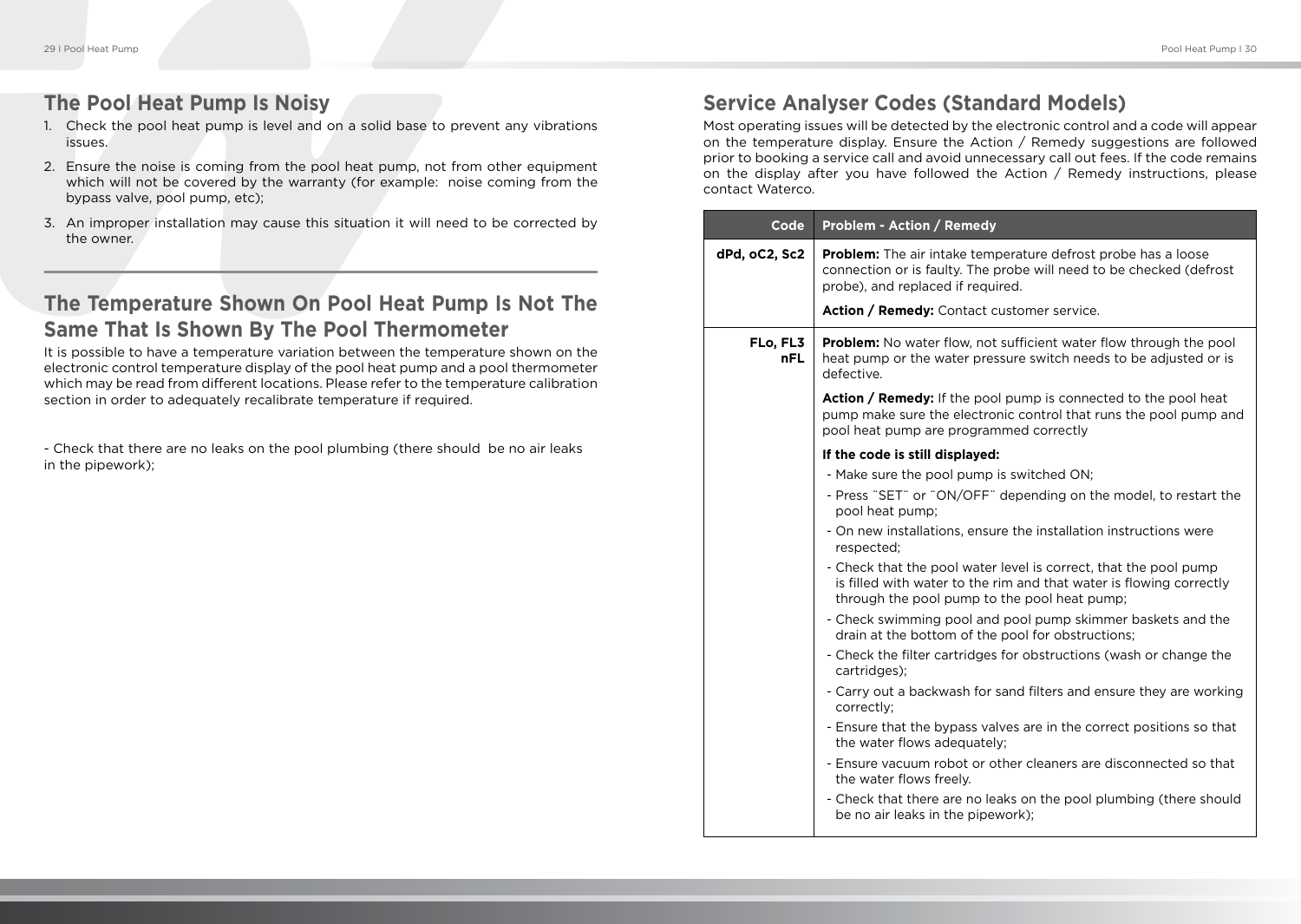## The Pool Heat Pump Is Noisy

1. Check the pool heat pump is level and on a solid base to prevent any vibrations issues.
2. Ensure the noise is coming from the pool heat pump, not from other equipment which will not be covered by the warranty (for example: noise coming from the bypass valve, pool pump, etc);
3. An improper installation may cause this situation it will need to be corrected by the owner.

## The Temperature Shown On Pool Heat Pump Is Not The Same That Is Shown By The Pool Thermometer

It is possible to have a temperature variation between the temperature shown on the electronic control temperature display of the pool heat pump and a pool thermometer which may be read from different locations. Please refer to the temperature calibration section in order to adequately recalibrate temperature if required.

- Check that there are no leaks on the pool plumbing (there should be no air leaks in the pipework);

## Service Analyser Codes (Standard Models)

Most operating issues will be detected by the electronic control and a code will appear on the temperature display. Ensure the Action / Remedy suggestions are followed prior to booking a service call and avoid unnecessary call out fees. If the code remains on the display after you have followed the Action / Remedy instructions, please contact Waterco.

| Code | Problem - Action / Remedy |
|---|---|
| **dPd, oC2, Sc2** | **Problem:** The air intake temperature defrost probe has a loose connection or is faulty. The probe will need to be checked (defrost probe), and replaced if required.<br><br>**Action / Remedy:** Contact customer service. |
| **FLo, FL3 nFL** | **Problem:** No water flow, not sufficient water flow through the pool heat pump or the water pressure switch needs to be adjusted or is defective.<br><br>**Action / Remedy:** If the pool pump is connected to the pool heat pump make sure the electronic control that runs the pool pump and pool heat pump are programmed correctly<br><br>**If the code is still displayed:**<br>- Make sure the pool pump is switched ON;<br>- Press ¨SET¨ or ¨ON/OFF¨ depending on the model, to restart the pool heat pump;<br>- On new installations, ensure the installation instructions were respected;<br>- Check that the pool water level is correct, that the pool pump is filled with water to the rim and that water is flowing correctly through the pool pump to the pool heat pump;<br>- Check swimming pool and pool pump skimmer baskets and the drain at the bottom of the pool for obstructions;<br>- Check the filter cartridges for obstructions (wash or change the cartridges);<br>- Carry out a backwash for sand filters and ensure they are working correctly;<br>- Ensure that the bypass valves are in the correct positions so that the water flows adequately;<br>- Ensure vacuum robot or other cleaners are disconnected so that the water flows freely.<br>- Check that there are no leaks on the pool plumbing (there should be no air leaks in the pipework); |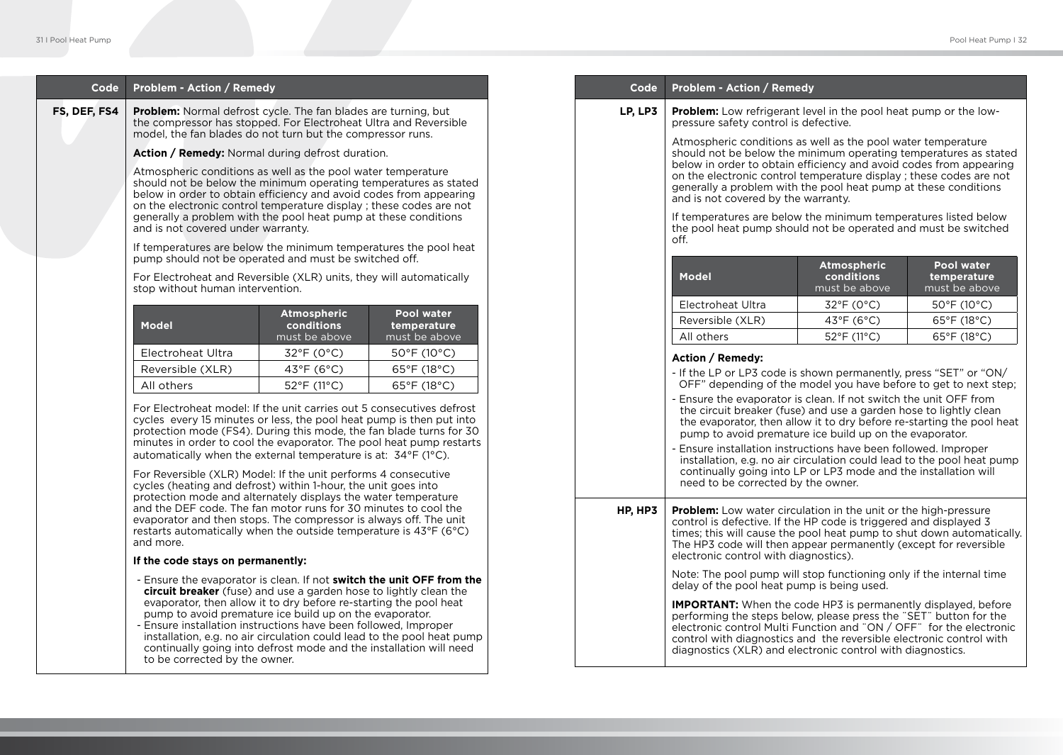| Code | Problem - Action / Remedy |
|---|---|
| FS, DEF, FS4 | **Problem:** Normal defrost cycle. The fan blades are turning, but the compressor has stopped. For Electroheat Ultra and Reversible model, the fan blades do not turn but the compressor runs. |

**Action / Remedy:** Normal during defrost duration.

Atmospheric conditions as well as the pool water temperature should not be below the minimum operating temperatures as stated below in order to obtain efficiency and avoid codes from appearing on the electronic control temperature display ; these codes are not generally a problem with the pool heat pump at these conditions and is not covered under warranty.

If temperatures are below the minimum temperatures the pool heat pump should not be operated and must be switched off.

For Electroheat and Reversible (XLR) units, they will automatically stop without human intervention.

| Model | Atmospheric conditions must be above | Pool water temperature must be above |
|---|---|---|
| Electroheat Ultra | 32°F (0°C) | 50°F (10°C) |
| Reversible (XLR) | 43°F (6°C) | 65°F (18°C) |
| All others | 52°F (11°C) | 65°F (18°C) |

For Electroheat model: If the unit carries out 5 consecutives defrost cycles every 15 minutes or less, the pool heat pump is then put into protection mode (FS4). During this mode, the fan blade turns for 30 minutes in order to cool the evaporator. The pool heat pump restarts automatically when the external temperature is at: 34°F (1°C).

For Reversible (XLR) Model: If the unit performs 4 consecutive cycles (heating and defrost) within 1-hour, the unit goes into protection mode and alternately displays the water temperature and the DEF code. The fan motor runs for 30 minutes to cool the evaporator and then stops. The compressor is always off. The unit restarts automatically when the outside temperature is 43°F (6°C) and more.

**If the code stays on permanently:**

- Ensure the evaporator is clean. If not **switch the unit OFF from the circuit breaker** (fuse) and use a garden hose to lightly clean the evaporator, then allow it to dry before re-starting the pool heat pump to avoid premature ice build up on the evaporator.
- Ensure installation instructions have been followed, Improper installation, e.g. no air circulation could lead to the pool heat pump continually going into defrost mode and the installation will need to be corrected by the owner.

| Code | Problem - Action / Remedy |
|---|---|
| LP, LP3 | **Problem:** Low refrigerant level in the pool heat pump or the low-pressure safety control is defective. |

Atmospheric conditions as well as the pool water temperature should not be below the minimum operating temperatures as stated below in order to obtain efficiency and avoid codes from appearing on the electronic control temperature display ; these codes are not generally a problem with the pool heat pump at these conditions and is not covered by the warranty.

If temperatures are below the minimum temperatures listed below the pool heat pump should not be operated and must be switched off.

| Model | Atmospheric conditions must be above | Pool water temperature must be above |
|---|---|---|
| Electroheat Ultra | 32°F (0°C) | 50°F (10°C) |
| Reversible (XLR) | 43°F (6°C) | 65°F (18°C) |
| All others | 52°F (11°C) | 65°F (18°C) |

**Action / Remedy:**

- If the LP or LP3 code is shown permanently, press "SET" or "ON/OFF" depending of the model you have before to get to next step;
- Ensure the evaporator is clean. If not switch the unit OFF from the circuit breaker (fuse) and use a garden hose to lightly clean the evaporator, then allow it to dry before re-starting the pool heat pump to avoid premature ice build up on the evaporator.
- Ensure installation instructions have been followed. Improper installation, e.g. no air circulation could lead to the pool heat pump continually going into LP or LP3 mode and the installation will need to be corrected by the owner.

| Code | Problem - Action / Remedy |
|---|---|
| HP, HP3 | **Problem:** Low water circulation in the unit or the high-pressure control is defective. If the HP code is triggered and displayed 3 times; this will cause the pool heat pump to shut down automatically. The HP3 code will then appear permanently (except for reversible electronic control with diagnostics). |

Note: The pool pump will stop functioning only if the internal time delay of the pool heat pump is being used.

**IMPORTANT:** When the code HP3 is permanently displayed, before performing the steps below, please press the ¨SET¨ button for the electronic control Multi Function and ¨ON / OFF¨ for the electronic control with diagnostics and the reversible electronic control with diagnostics (XLR) and electronic control with diagnostics.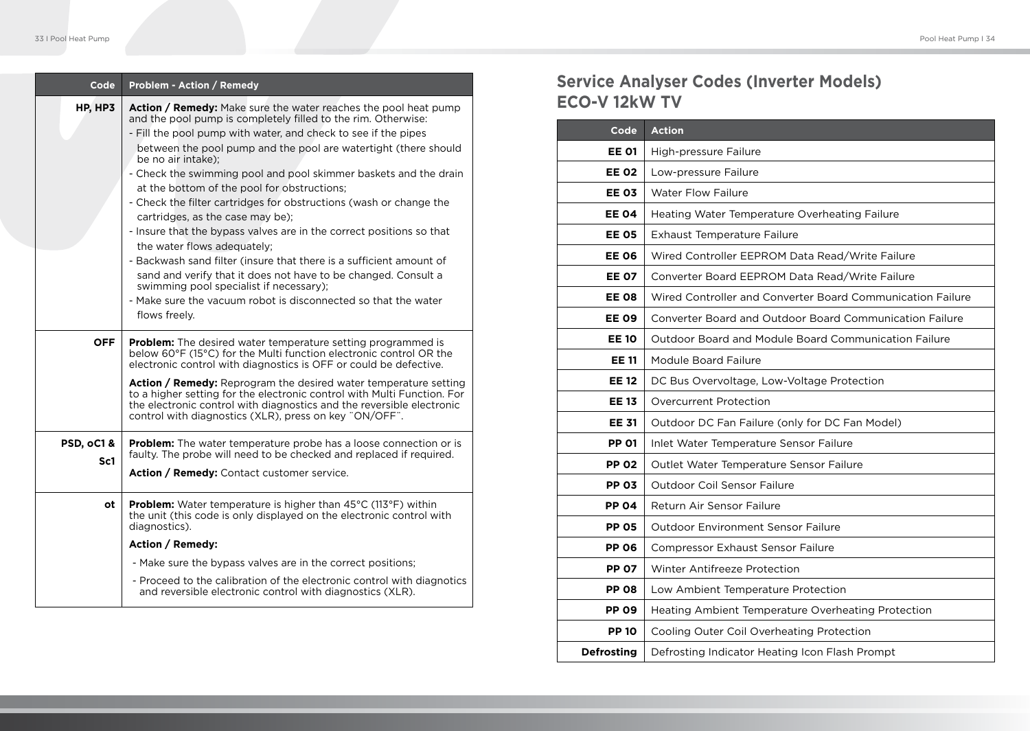| Code | Problem - Action / Remedy |
|---|---|
| HP, HP3 | **Action / Remedy:** Make sure the water reaches the pool heat pump and the pool pump is completely filled to the rim. Otherwise:<br>- Fill the pool pump with water, and check to see if the pipes between the pool pump and the pool are watertight (there should be no air intake);<br>- Check the swimming pool and pool skimmer baskets and the drain at the bottom of the pool for obstructions;<br>- Check the filter cartridges for obstructions (wash or change the cartridges, as the case may be);<br>- Insure that the bypass valves are in the correct positions so that the water flows adequately;<br>- Backwash sand filter (insure that there is a sufficient amount of sand and verify that it does not have to be changed. Consult a swimming pool specialist if necessary);<br>- Make sure the vacuum robot is disconnected so that the water flows freely. |
| OFF | **Problem:** The desired water temperature setting programmed is below 60°F (15°C) for the Multi function electronic control OR the electronic control with diagnostics is OFF or could be defective.<br>**Action / Remedy:** Reprogram the desired water temperature setting to a higher setting for the electronic control with Multi Function. For the electronic control with diagnostics and the reversible electronic control with diagnostics (XLR), press on key ¨ON/OFF¨. |
| PSD, oC1 & Sc1 | **Problem:** The water temperature probe has a loose connection or is faulty. The probe will need to be checked and replaced if required.<br>**Action / Remedy:** Contact customer service. |
| ot | **Problem:** Water temperature is higher than 45°C (113°F) within the unit (this code is only displayed on the electronic control with diagnostics).<br>**Action / Remedy:**<br>- Make sure the bypass valves are in the correct positions;<br>- Proceed to the calibration of the electronic control with diagnotics and reversible electronic control with diagnostics (XLR). |

## Service Analyser Codes (Inverter Models) ECO-V 12kW TV

| Code | Action |
|---|---|
| EE 01 | High-pressure Failure |
| EE 02 | Low-pressure Failure |
| EE 03 | Water Flow Failure |
| EE 04 | Heating Water Temperature Overheating Failure |
| EE 05 | Exhaust Temperature Failure |
| EE 06 | Wired Controller EEPROM Data Read/Write Failure |
| EE 07 | Converter Board EEPROM Data Read/Write Failure |
| EE 08 | Wired Controller and Converter Board Communication Failure |
| EE 09 | Converter Board and Outdoor Board Communication Failure |
| EE 10 | Outdoor Board and Module Board Communication Failure |
| EE 11 | Module Board Failure |
| EE 12 | DC Bus Overvoltage, Low-Voltage Protection |
| EE 13 | Overcurrent Protection |
| EE 31 | Outdoor DC Fan Failure (only for DC Fan Model) |
| PP 01 | Inlet Water Temperature Sensor Failure |
| PP 02 | Outlet Water Temperature Sensor Failure |
| PP 03 | Outdoor Coil Sensor Failure |
| PP 04 | Return Air Sensor Failure |
| PP 05 | Outdoor Environment Sensor Failure |
| PP 06 | Compressor Exhaust Sensor Failure |
| PP 07 | Winter Antifreeze Protection |
| PP 08 | Low Ambient Temperature Protection |
| PP 09 | Heating Ambient Temperature Overheating Protection |
| PP 10 | Cooling Outer Coil Overheating Protection |
| Defrosting | Defrosting Indicator Heating Icon Flash Prompt |